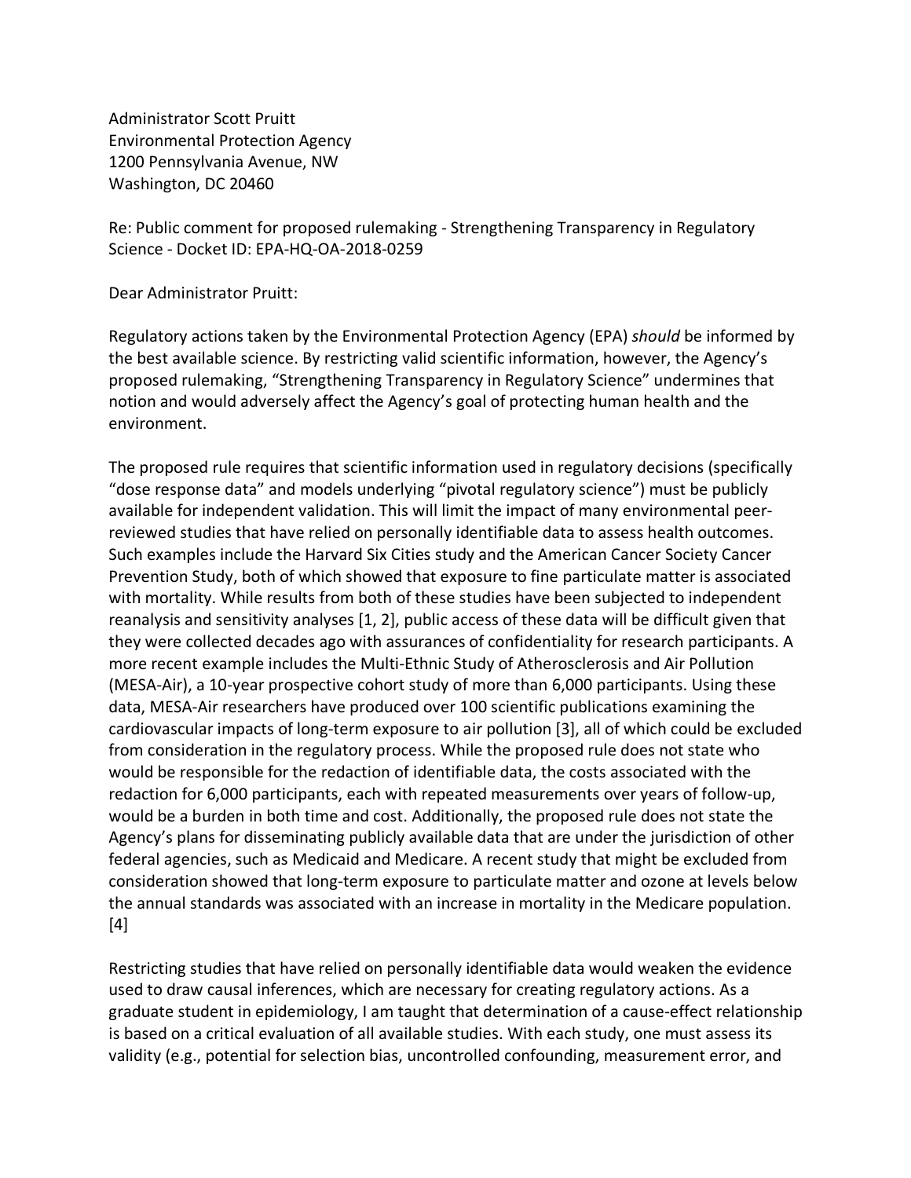Administrator Scott Pruitt
Environmental Protection Agency
1200 Pennsylvania Avenue, NW
Washington, DC 20460

Re: Public comment for proposed rulemaking - Strengthening Transparency in Regulatory Science - Docket ID: EPA-HQ-OA-2018-0259

Dear Administrator Pruitt:

Regulatory actions taken by the Environmental Protection Agency (EPA) *should* be informed by the best available science. By restricting valid scientific information, however, the Agency's proposed rulemaking, "Strengthening Transparency in Regulatory Science" undermines that notion and would adversely affect the Agency's goal of protecting human health and the environment.

The proposed rule requires that scientific information used in regulatory decisions (specifically "dose response data" and models underlying "pivotal regulatory science") must be publicly available for independent validation. This will limit the impact of many environmental peer-reviewed studies that have relied on personally identifiable data to assess health outcomes. Such examples include the Harvard Six Cities study and the American Cancer Society Cancer Prevention Study, both of which showed that exposure to fine particulate matter is associated with mortality. While results from both of these studies have been subjected to independent reanalysis and sensitivity analyses [1, 2], public access of these data will be difficult given that they were collected decades ago with assurances of confidentiality for research participants. A more recent example includes the Multi-Ethnic Study of Atherosclerosis and Air Pollution (MESA-Air), a 10-year prospective cohort study of more than 6,000 participants. Using these data, MESA-Air researchers have produced over 100 scientific publications examining the cardiovascular impacts of long-term exposure to air pollution [3], all of which could be excluded from consideration in the regulatory process. While the proposed rule does not state who would be responsible for the redaction of identifiable data, the costs associated with the redaction for 6,000 participants, each with repeated measurements over years of follow-up, would be a burden in both time and cost. Additionally, the proposed rule does not state the Agency's plans for disseminating publicly available data that are under the jurisdiction of other federal agencies, such as Medicaid and Medicare. A recent study that might be excluded from consideration showed that long-term exposure to particulate matter and ozone at levels below the annual standards was associated with an increase in mortality in the Medicare population. [4]

Restricting studies that have relied on personally identifiable data would weaken the evidence used to draw causal inferences, which are necessary for creating regulatory actions. As a graduate student in epidemiology, I am taught that determination of a cause-effect relationship is based on a critical evaluation of all available studies. With each study, one must assess its validity (e.g., potential for selection bias, uncontrolled confounding, measurement error, and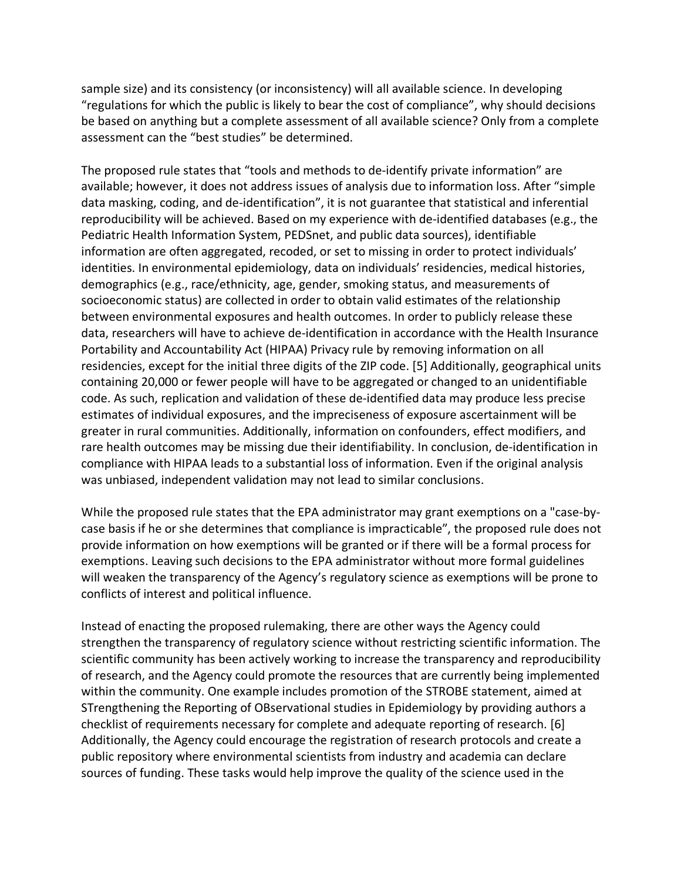sample size) and its consistency (or inconsistency) will all available science. In developing "regulations for which the public is likely to bear the cost of compliance", why should decisions be based on anything but a complete assessment of all available science? Only from a complete assessment can the "best studies" be determined.

The proposed rule states that "tools and methods to de-identify private information" are available; however, it does not address issues of analysis due to information loss. After "simple data masking, coding, and de-identification", it is not guarantee that statistical and inferential reproducibility will be achieved. Based on my experience with de-identified databases (e.g., the Pediatric Health Information System, PEDSnet, and public data sources), identifiable information are often aggregated, recoded, or set to missing in order to protect individuals' identities. In environmental epidemiology, data on individuals' residencies, medical histories, demographics (e.g., race/ethnicity, age, gender, smoking status, and measurements of socioeconomic status) are collected in order to obtain valid estimates of the relationship between environmental exposures and health outcomes. In order to publicly release these data, researchers will have to achieve de-identification in accordance with the Health Insurance Portability and Accountability Act (HIPAA) Privacy rule by removing information on all residencies, except for the initial three digits of the ZIP code. [5] Additionally, geographical units containing 20,000 or fewer people will have to be aggregated or changed to an unidentifiable code. As such, replication and validation of these de-identified data may produce less precise estimates of individual exposures, and the impreciseness of exposure ascertainment will be greater in rural communities. Additionally, information on confounders, effect modifiers, and rare health outcomes may be missing due their identifiability. In conclusion, de-identification in compliance with HIPAA leads to a substantial loss of information. Even if the original analysis was unbiased, independent validation may not lead to similar conclusions.

While the proposed rule states that the EPA administrator may grant exemptions on a "case-by-case basis if he or she determines that compliance is impracticable", the proposed rule does not provide information on how exemptions will be granted or if there will be a formal process for exemptions. Leaving such decisions to the EPA administrator without more formal guidelines will weaken the transparency of the Agency's regulatory science as exemptions will be prone to conflicts of interest and political influence.

Instead of enacting the proposed rulemaking, there are other ways the Agency could strengthen the transparency of regulatory science without restricting scientific information. The scientific community has been actively working to increase the transparency and reproducibility of research, and the Agency could promote the resources that are currently being implemented within the community. One example includes promotion of the STROBE statement, aimed at STrengthening the Reporting of OBservational studies in Epidemiology by providing authors a checklist of requirements necessary for complete and adequate reporting of research. [6] Additionally, the Agency could encourage the registration of research protocols and create a public repository where environmental scientists from industry and academia can declare sources of funding. These tasks would help improve the quality of the science used in the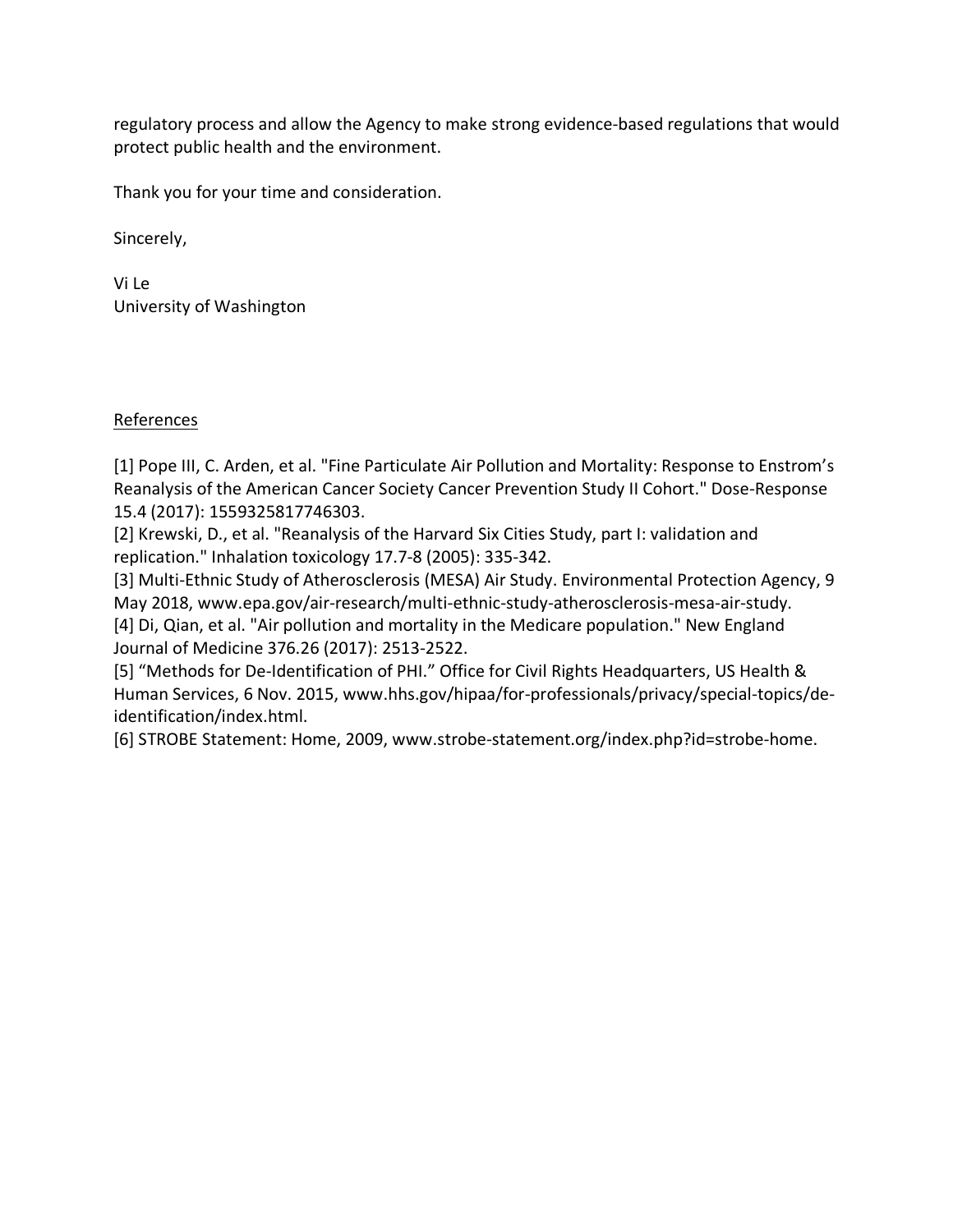regulatory process and allow the Agency to make strong evidence-based regulations that would protect public health and the environment.

Thank you for your time and consideration.

Sincerely,

Vi Le
University of Washington

References

[1] Pope III, C. Arden, et al. "Fine Particulate Air Pollution and Mortality: Response to Enstrom's Reanalysis of the American Cancer Society Cancer Prevention Study II Cohort." Dose-Response 15.4 (2017): 1559325817746303.
[2] Krewski, D., et al. "Reanalysis of the Harvard Six Cities Study, part I: validation and replication." Inhalation toxicology 17.7-8 (2005): 335-342.
[3] Multi-Ethnic Study of Atherosclerosis (MESA) Air Study. Environmental Protection Agency, 9 May 2018, www.epa.gov/air-research/multi-ethnic-study-atherosclerosis-mesa-air-study.
[4] Di, Qian, et al. "Air pollution and mortality in the Medicare population." New England Journal of Medicine 376.26 (2017): 2513-2522.
[5] "Methods for De-Identification of PHI." Office for Civil Rights Headquarters, US Health & Human Services, 6 Nov. 2015, www.hhs.gov/hipaa/for-professionals/privacy/special-topics/de-identification/index.html.
[6] STROBE Statement: Home, 2009, www.strobe-statement.org/index.php?id=strobe-home.